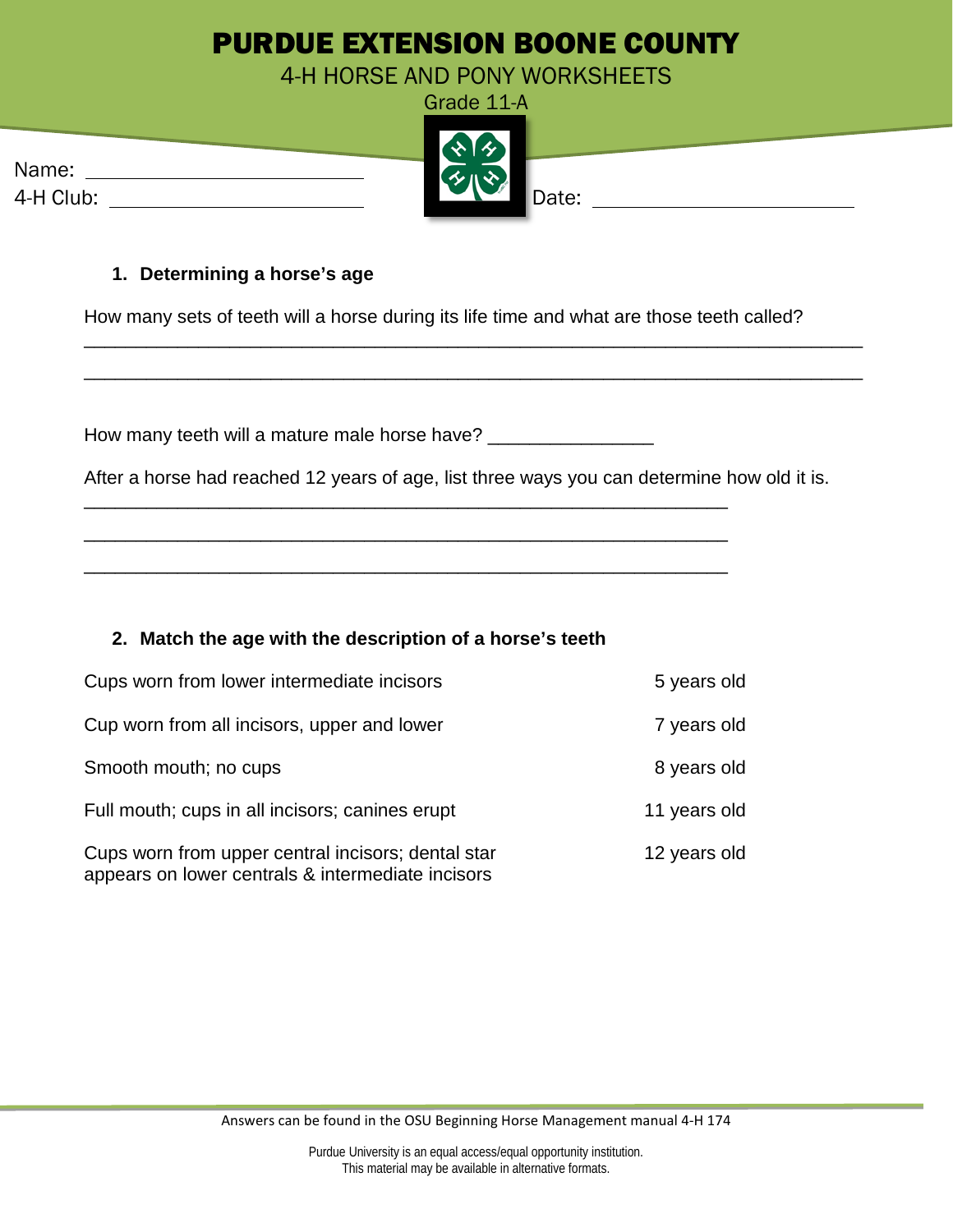# PURDUE EXTENSION BOONE COUNTY

## 4-H HORSE AND PONY WORKSHEETS

Grade 11-A

Name: ______________________

4-H Club: ______________________

Date: ______________________

### 1. Determining a horse's age

How many sets of teeth will a horse during its life time and what are those teeth called?

___________________________________________________________________________

___________________________________________________________________________

How many teeth will a mature male horse have? _______________

After a horse had reached 12 years of age, list three ways you can determine how old it is.

_____________________________________________________________

_____________________________________________________________

_____________________________________________________________

### 2. Match the age with the description of a horse's teeth

| | |
|---|---|
| Cups worn from lower intermediate incisors | 5 years old |
| Cup worn from all incisors, upper and lower | 7 years old |
| Smooth mouth; no cups | 8 years old |
| Full mouth; cups in all incisors; canines erupt | 11 years old |
| Cups worn from upper central incisors; dental star appears on lower centrals & intermediate incisors | 12 years old |

Answers can be found in the OSU Beginning Horse Management manual 4-H 174

Purdue University is an equal access/equal opportunity institution.
This material may be available in alternative formats.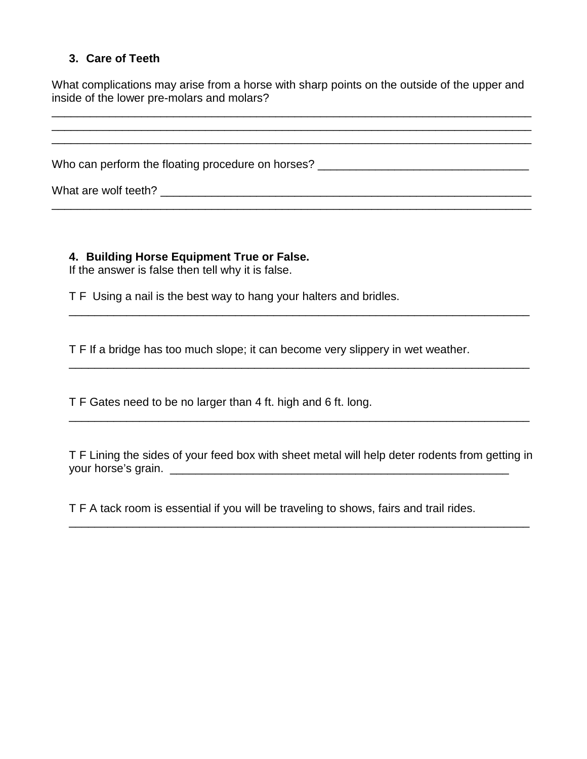3. **Care of Teeth**

What complications may arise from a horse with sharp points on the outside of the upper and inside of the lower pre-molars and molars?
_____________________________________________________________________________
_____________________________________________________________________________
_____________________________________________________________________________

Who can perform the floating procedure on horses? _________________________________

What are wolf teeth? _____________________________________________________________
_____________________________________________________________________________

4. **Building Horse Equipment True or False.**
If the answer is false then tell why it is false.

T F Using a nail is the best way to hang your halters and bridles.
_____________________________________________________________________________

T F If a bridge has too much slope; it can become very slippery in wet weather.
_____________________________________________________________________________

T F Gates need to be no larger than 4 ft. high and 6 ft. long.
_____________________________________________________________________________

T F Lining the sides of your feed box with sheet metal will help deter rodents from getting in your horse's grain. _______________________________________________________

T F A tack room is essential if you will be traveling to shows, fairs and trail rides.
_____________________________________________________________________________